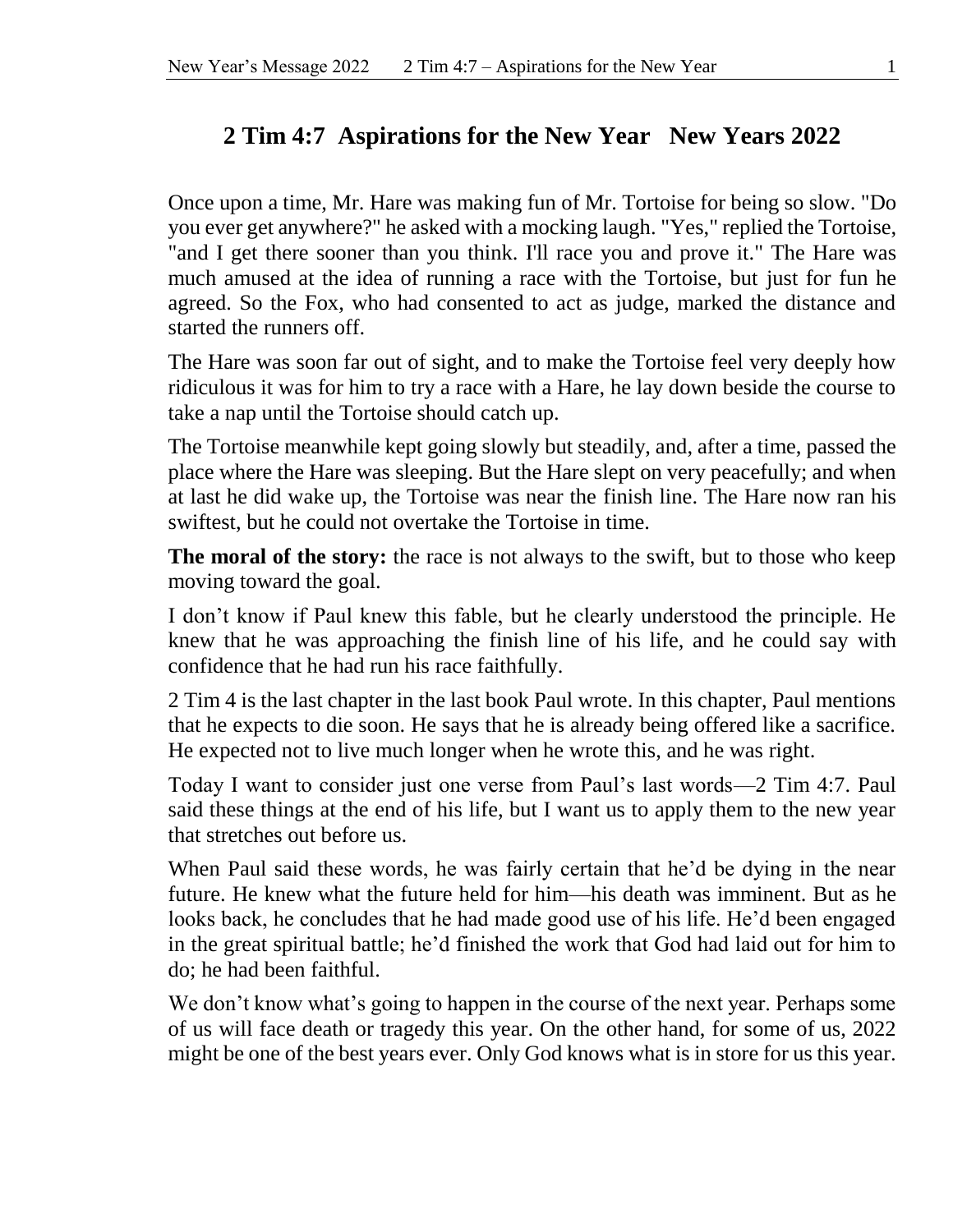# 2 Tim 4:7 Aspirations for the New Year New Years 2022

Once upon a time, Mr. Hare was making fun of Mr. Tortoise for being so slow. "Do you ever get anywhere?" he asked with a mocking laugh. "Yes," replied the Tortoise, "and I get there sooner than you think. I'll race you and prove it." The Hare was much amused at the idea of running a race with the Tortoise, but just for fun he agreed. So the Fox, who had consented to act as judge, marked the distance and started the runners off.

The Hare was soon far out of sight, and to make the Tortoise feel very deeply how ridiculous it was for him to try a race with a Hare, he lay down beside the course to take a nap until the Tortoise should catch up.

The Tortoise meanwhile kept going slowly but steadily, and, after a time, passed the place where the Hare was sleeping. But the Hare slept on very peacefully; and when at last he did wake up, the Tortoise was near the finish line. The Hare now ran his swiftest, but he could not overtake the Tortoise in time.

**The moral of the story:** the race is not always to the swift, but to those who keep moving toward the goal.

I don't know if Paul knew this fable, but he clearly understood the principle. He knew that he was approaching the finish line of his life, and he could say with confidence that he had run his race faithfully.

2 Tim 4 is the last chapter in the last book Paul wrote. In this chapter, Paul mentions that he expects to die soon. He says that he is already being offered like a sacrifice. He expected not to live much longer when he wrote this, and he was right.

Today I want to consider just one verse from Paul's last words—2 Tim 4:7. Paul said these things at the end of his life, but I want us to apply them to the new year that stretches out before us.

When Paul said these words, he was fairly certain that he'd be dying in the near future. He knew what the future held for him—his death was imminent. But as he looks back, he concludes that he had made good use of his life. He'd been engaged in the great spiritual battle; he'd finished the work that God had laid out for him to do; he had been faithful.

We don't know what's going to happen in the course of the next year. Perhaps some of us will face death or tragedy this year. On the other hand, for some of us, 2022 might be one of the best years ever. Only God knows what is in store for us this year.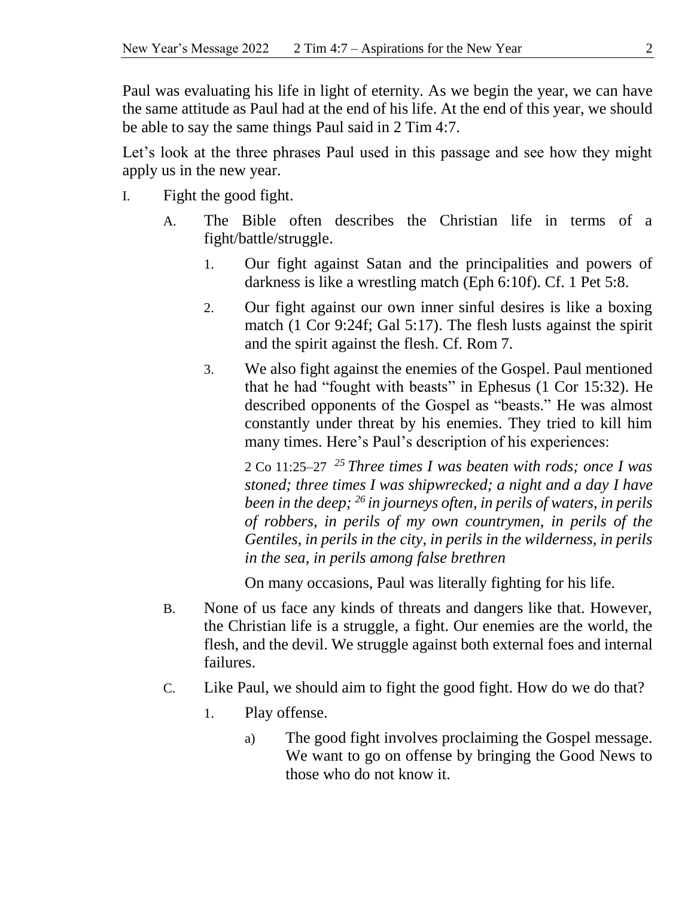Paul was evaluating his life in light of eternity. As we begin the year, we can have the same attitude as Paul had at the end of his life. At the end of this year, we should be able to say the same things Paul said in 2 Tim 4:7.

Let's look at the three phrases Paul used in this passage and see how they might apply us in the new year.

I. Fight the good fight.

   A. The Bible often describes the Christian life in terms of a fight/battle/struggle.

      1. Our fight against Satan and the principalities and powers of darkness is like a wrestling match (Eph 6:10f). Cf. 1 Pet 5:8.

      2. Our fight against our own inner sinful desires is like a boxing match (1 Cor 9:24f; Gal 5:17). The flesh lusts against the spirit and the spirit against the flesh. Cf. Rom 7.

      3. We also fight against the enemies of the Gospel. Paul mentioned that he had "fought with beasts" in Ephesus (1 Cor 15:32). He described opponents of the Gospel as "beasts." He was almost constantly under threat by his enemies. They tried to kill him many times. Here's Paul's description of his experiences:

         2 Co 11:25–27 [25] *Three times I was beaten with rods; once I was stoned; three times I was shipwrecked; a night and a day I have been in the deep;* [26] *in journeys often, in perils of waters, in perils of robbers, in perils of my own countrymen, in perils of the Gentiles, in perils in the city, in perils in the wilderness, in perils in the sea, in perils among false brethren*

         On many occasions, Paul was literally fighting for his life.

   B. None of us face any kinds of threats and dangers like that. However, the Christian life is a struggle, a fight. Our enemies are the world, the flesh, and the devil. We struggle against both external foes and internal failures.

   C. Like Paul, we should aim to fight the good fight. How do we do that?

      1. Play offense.

         a) The good fight involves proclaiming the Gospel message. We want to go on offense by bringing the Good News to those who do not know it.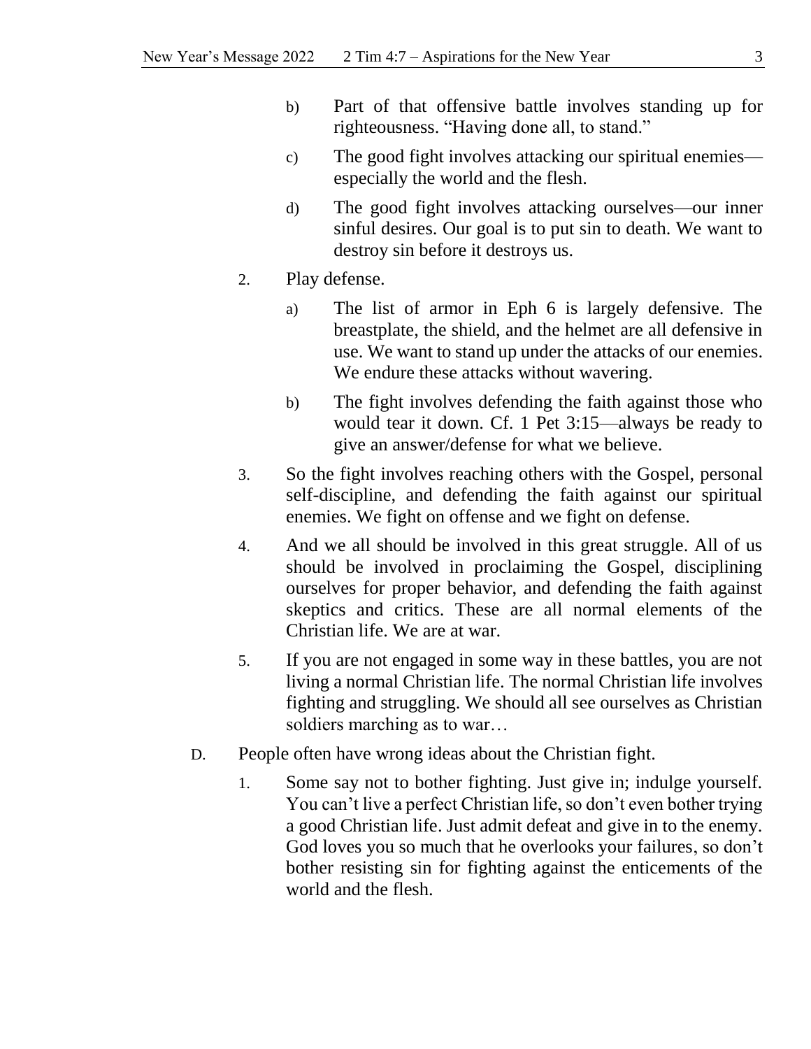b) Part of that offensive battle involves standing up for righteousness. "Having done all, to stand."

c) The good fight involves attacking our spiritual enemies—especially the world and the flesh.

d) The good fight involves attacking ourselves—our inner sinful desires. Our goal is to put sin to death. We want to destroy sin before it destroys us.

2. Play defense.

   a) The list of armor in Eph 6 is largely defensive. The breastplate, the shield, and the helmet are all defensive in use. We want to stand up under the attacks of our enemies. We endure these attacks without wavering.

   b) The fight involves defending the faith against those who would tear it down. Cf. 1 Pet 3:15—always be ready to give an answer/defense for what we believe.

3. So the fight involves reaching others with the Gospel, personal self-discipline, and defending the faith against our spiritual enemies. We fight on offense and we fight on defense.

4. And we all should be involved in this great struggle. All of us should be involved in proclaiming the Gospel, disciplining ourselves for proper behavior, and defending the faith against skeptics and critics. These are all normal elements of the Christian life. We are at war.

5. If you are not engaged in some way in these battles, you are not living a normal Christian life. The normal Christian life involves fighting and struggling. We should all see ourselves as Christian soldiers marching as to war…

D. People often have wrong ideas about the Christian fight.

1. Some say not to bother fighting. Just give in; indulge yourself. You can't live a perfect Christian life, so don't even bother trying a good Christian life. Just admit defeat and give in to the enemy. God loves you so much that he overlooks your failures, so don't bother resisting sin for fighting against the enticements of the world and the flesh.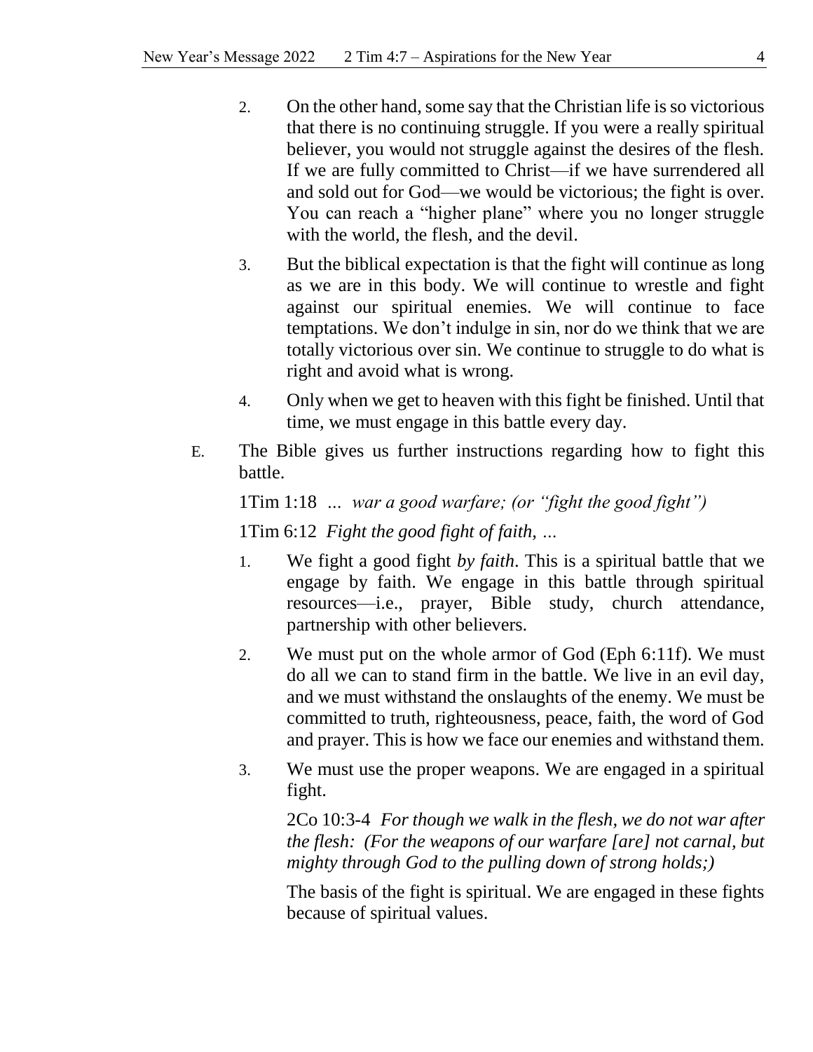2. On the other hand, some say that the Christian life is so victorious that there is no continuing struggle. If you were a really spiritual believer, you would not struggle against the desires of the flesh. If we are fully committed to Christ—if we have surrendered all and sold out for God—we would be victorious; the fight is over. You can reach a "higher plane" where you no longer struggle with the world, the flesh, and the devil.

3. But the biblical expectation is that the fight will continue as long as we are in this body. We will continue to wrestle and fight against our spiritual enemies. We will continue to face temptations. We don't indulge in sin, nor do we think that we are totally victorious over sin. We continue to struggle to do what is right and avoid what is wrong.

4. Only when we get to heaven with this fight be finished. Until that time, we must engage in this battle every day.

E. The Bible gives us further instructions regarding how to fight this battle.

1Tim 1:18 *... war a good warfare; (or "fight the good fight")*

1Tim 6:12 *Fight the good fight of faith, ...*

1. We fight a good fight *by faith*. This is a spiritual battle that we engage by faith. We engage in this battle through spiritual resources—i.e., prayer, Bible study, church attendance, partnership with other believers.

2. We must put on the whole armor of God (Eph 6:11f). We must do all we can to stand firm in the battle. We live in an evil day, and we must withstand the onslaughts of the enemy. We must be committed to truth, righteousness, peace, faith, the word of God and prayer. This is how we face our enemies and withstand them.

3. We must use the proper weapons. We are engaged in a spiritual fight.

   2Co 10:3-4 *For though we walk in the flesh, we do not war after the flesh: (For the weapons of our warfare [are] not carnal, but mighty through God to the pulling down of strong holds;)*

   The basis of the fight is spiritual. We are engaged in these fights because of spiritual values.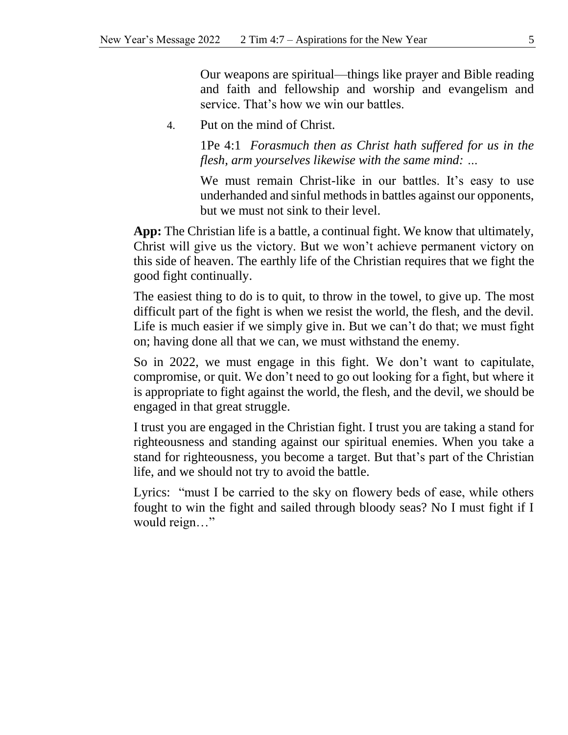Our weapons are spiritual—things like prayer and Bible reading and faith and fellowship and worship and evangelism and service. That's how we win our battles.

4. Put on the mind of Christ.

   1Pe 4:1 *Forasmuch then as Christ hath suffered for us in the flesh, arm yourselves likewise with the same mind: …*

   We must remain Christ-like in our battles. It's easy to use underhanded and sinful methods in battles against our opponents, but we must not sink to their level.

**App:** The Christian life is a battle, a continual fight. We know that ultimately, Christ will give us the victory. But we won't achieve permanent victory on this side of heaven. The earthly life of the Christian requires that we fight the good fight continually.

The easiest thing to do is to quit, to throw in the towel, to give up. The most difficult part of the fight is when we resist the world, the flesh, and the devil. Life is much easier if we simply give in. But we can't do that; we must fight on; having done all that we can, we must withstand the enemy.

So in 2022, we must engage in this fight. We don't want to capitulate, compromise, or quit. We don't need to go out looking for a fight, but where it is appropriate to fight against the world, the flesh, and the devil, we should be engaged in that great struggle.

I trust you are engaged in the Christian fight. I trust you are taking a stand for righteousness and standing against our spiritual enemies. When you take a stand for righteousness, you become a target. But that's part of the Christian life, and we should not try to avoid the battle.

Lyrics: "must I be carried to the sky on flowery beds of ease, while others fought to win the fight and sailed through bloody seas? No I must fight if I would reign…"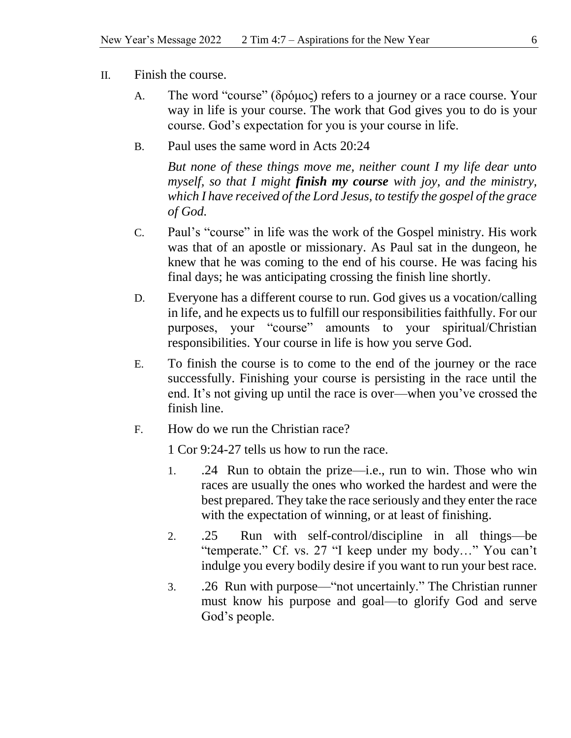II. Finish the course.

A. The word “course” (δρόμος) refers to a journey or a race course. Your way in life is your course. The work that God gives you to do is your course. God’s expectation for you is your course in life.

B. Paul uses the same word in Acts 20:24

*But none of these things move me, neither count I my life dear unto myself, so that I might* ***finish my course*** *with joy, and the ministry, which I have received of the Lord Jesus, to testify the gospel of the grace of God.*

C. Paul’s “course” in life was the work of the Gospel ministry. His work was that of an apostle or missionary. As Paul sat in the dungeon, he knew that he was coming to the end of his course. He was facing his final days; he was anticipating crossing the finish line shortly.

D. Everyone has a different course to run. God gives us a vocation/calling in life, and he expects us to fulfill our responsibilities faithfully. For our purposes, your “course” amounts to your spiritual/Christian responsibilities. Your course in life is how you serve God.

E. To finish the course is to come to the end of the journey or the race successfully. Finishing your course is persisting in the race until the end. It’s not giving up until the race is over—when you’ve crossed the finish line.

F. How do we run the Christian race?

1 Cor 9:24-27 tells us how to run the race.

1. .24 Run to obtain the prize—i.e., run to win. Those who win races are usually the ones who worked the hardest and were the best prepared. They take the race seriously and they enter the race with the expectation of winning, or at least of finishing.

2. .25 Run with self-control/discipline in all things—be “temperate.” Cf. vs. 27 “I keep under my body…” You can’t indulge you every bodily desire if you want to run your best race.

3. .26 Run with purpose—“not uncertainly.” The Christian runner must know his purpose and goal—to glorify God and serve God’s people.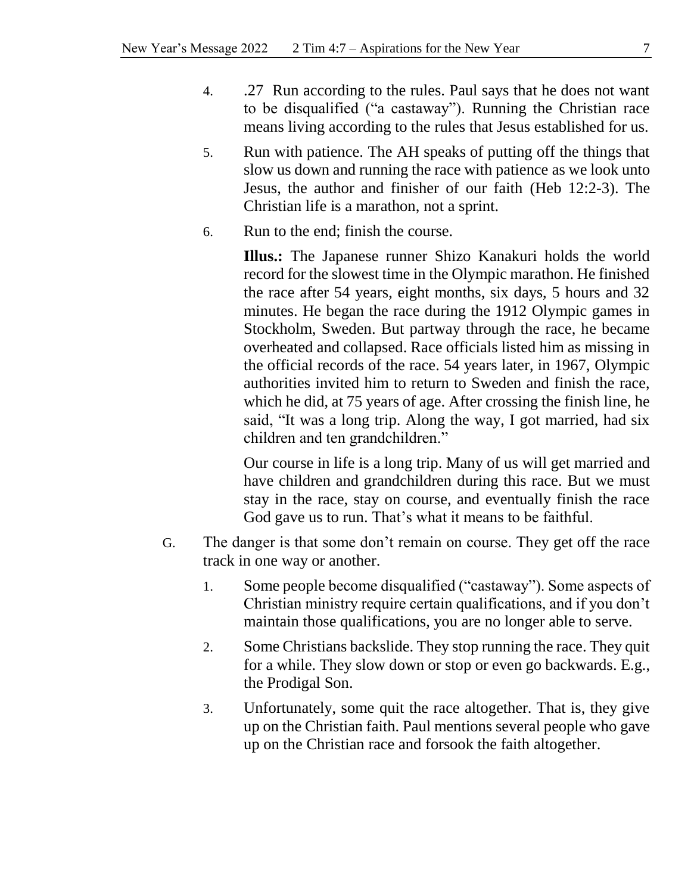4. .27 Run according to the rules. Paul says that he does not want to be disqualified ("a castaway"). Running the Christian race means living according to the rules that Jesus established for us.

5. Run with patience. The AH speaks of putting off the things that slow us down and running the race with patience as we look unto Jesus, the author and finisher of our faith (Heb 12:2-3). The Christian life is a marathon, not a sprint.

6. Run to the end; finish the course.

   **Illus.:** The Japanese runner Shizo Kanakuri holds the world record for the slowest time in the Olympic marathon. He finished the race after 54 years, eight months, six days, 5 hours and 32 minutes. He began the race during the 1912 Olympic games in Stockholm, Sweden. But partway through the race, he became overheated and collapsed. Race officials listed him as missing in the official records of the race. 54 years later, in 1967, Olympic authorities invited him to return to Sweden and finish the race, which he did, at 75 years of age. After crossing the finish line, he said, "It was a long trip. Along the way, I got married, had six children and ten grandchildren."

   Our course in life is a long trip. Many of us will get married and have children and grandchildren during this race. But we must stay in the race, stay on course, and eventually finish the race God gave us to run. That's what it means to be faithful.

G. The danger is that some don't remain on course. They get off the race track in one way or another.

1. Some people become disqualified ("castaway"). Some aspects of Christian ministry require certain qualifications, and if you don't maintain those qualifications, you are no longer able to serve.

2. Some Christians backslide. They stop running the race. They quit for a while. They slow down or stop or even go backwards. E.g., the Prodigal Son.

3. Unfortunately, some quit the race altogether. That is, they give up on the Christian faith. Paul mentions several people who gave up on the Christian race and forsook the faith altogether.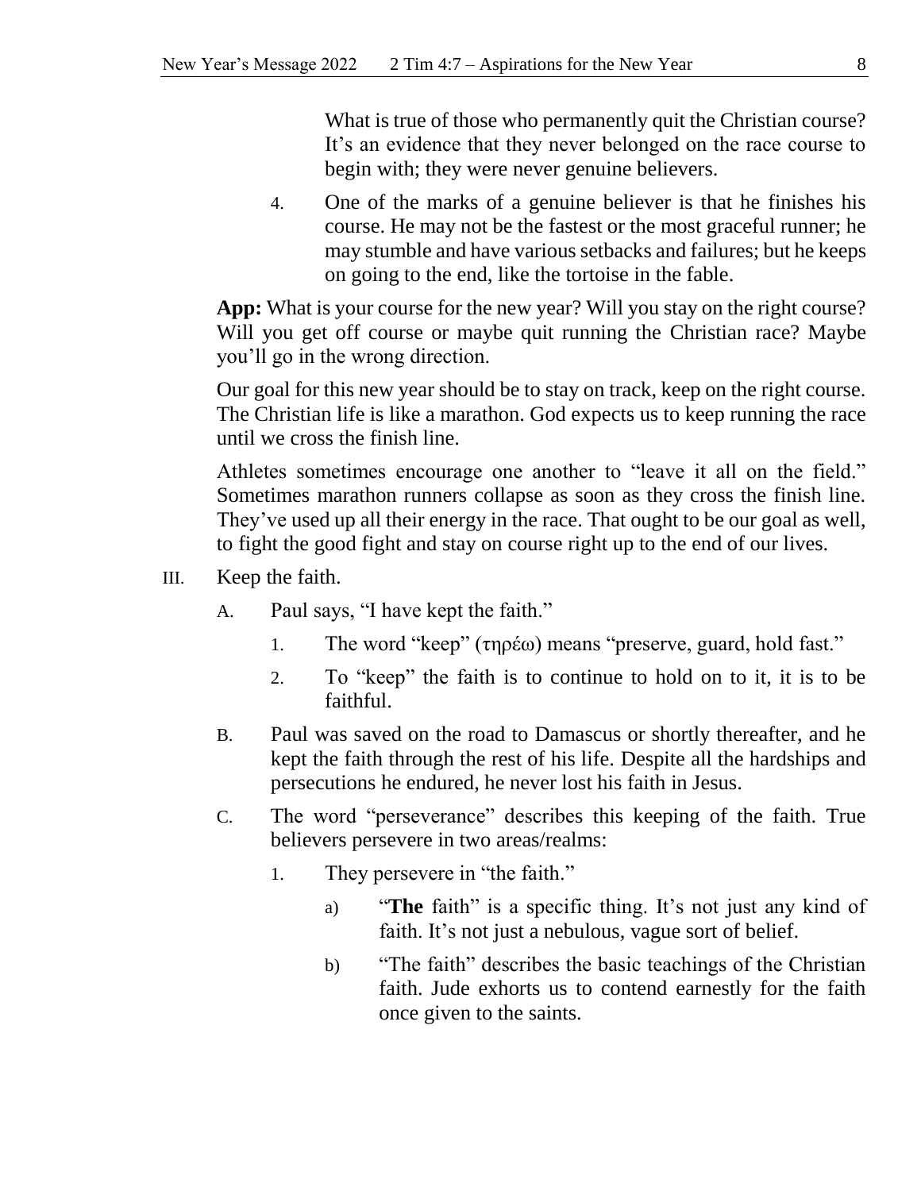What is true of those who permanently quit the Christian course? It's an evidence that they never belonged on the race course to begin with; they were never genuine believers.

4. One of the marks of a genuine believer is that he finishes his course. He may not be the fastest or the most graceful runner; he may stumble and have various setbacks and failures; but he keeps on going to the end, like the tortoise in the fable.

**App:** What is your course for the new year? Will you stay on the right course? Will you get off course or maybe quit running the Christian race? Maybe you'll go in the wrong direction.

Our goal for this new year should be to stay on track, keep on the right course. The Christian life is like a marathon. God expects us to keep running the race until we cross the finish line.

Athletes sometimes encourage one another to "leave it all on the field." Sometimes marathon runners collapse as soon as they cross the finish line. They've used up all their energy in the race. That ought to be our goal as well, to fight the good fight and stay on course right up to the end of our lives.

III. Keep the faith.

A. Paul says, "I have kept the faith."

1. The word "keep" (τηρέω) means "preserve, guard, hold fast."

2. To "keep" the faith is to continue to hold on to it, it is to be faithful.

B. Paul was saved on the road to Damascus or shortly thereafter, and he kept the faith through the rest of his life. Despite all the hardships and persecutions he endured, he never lost his faith in Jesus.

C. The word "perseverance" describes this keeping of the faith. True believers persevere in two areas/realms:

1. They persevere in "the faith."

a) "**The** faith" is a specific thing. It's not just any kind of faith. It's not just a nebulous, vague sort of belief.

b) "The faith" describes the basic teachings of the Christian faith. Jude exhorts us to contend earnestly for the faith once given to the saints.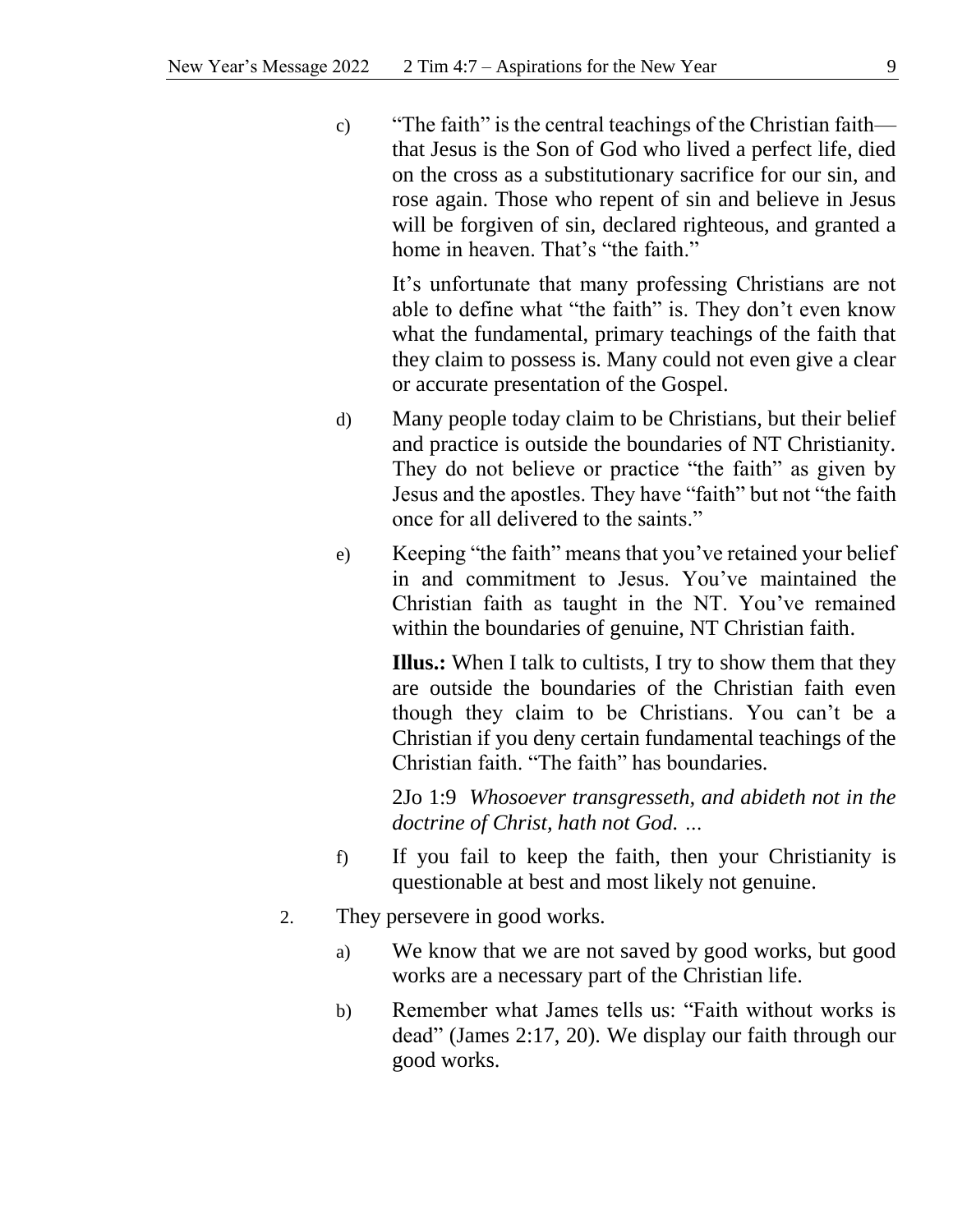c) "The faith" is the central teachings of the Christian faith—that Jesus is the Son of God who lived a perfect life, died on the cross as a substitutionary sacrifice for our sin, and rose again. Those who repent of sin and believe in Jesus will be forgiven of sin, declared righteous, and granted a home in heaven. That's "the faith."

   It's unfortunate that many professing Christians are not able to define what "the faith" is. They don't even know what the fundamental, primary teachings of the faith that they claim to possess is. Many could not even give a clear or accurate presentation of the Gospel.

d) Many people today claim to be Christians, but their belief and practice is outside the boundaries of NT Christianity. They do not believe or practice "the faith" as given by Jesus and the apostles. They have "faith" but not "the faith once for all delivered to the saints."

e) Keeping "the faith" means that you've retained your belief in and commitment to Jesus. You've maintained the Christian faith as taught in the NT. You've remained within the boundaries of genuine, NT Christian faith.

   **Illus.:** When I talk to cultists, I try to show them that they are outside the boundaries of the Christian faith even though they claim to be Christians. You can't be a Christian if you deny certain fundamental teachings of the Christian faith. "The faith" has boundaries.

   2Jo 1:9 *Whosoever transgresseth, and abideth not in the doctrine of Christ, hath not God. …*

f) If you fail to keep the faith, then your Christianity is questionable at best and most likely not genuine.

2. They persevere in good works.

   a) We know that we are not saved by good works, but good works are a necessary part of the Christian life.

   b) Remember what James tells us: "Faith without works is dead" (James 2:17, 20). We display our faith through our good works.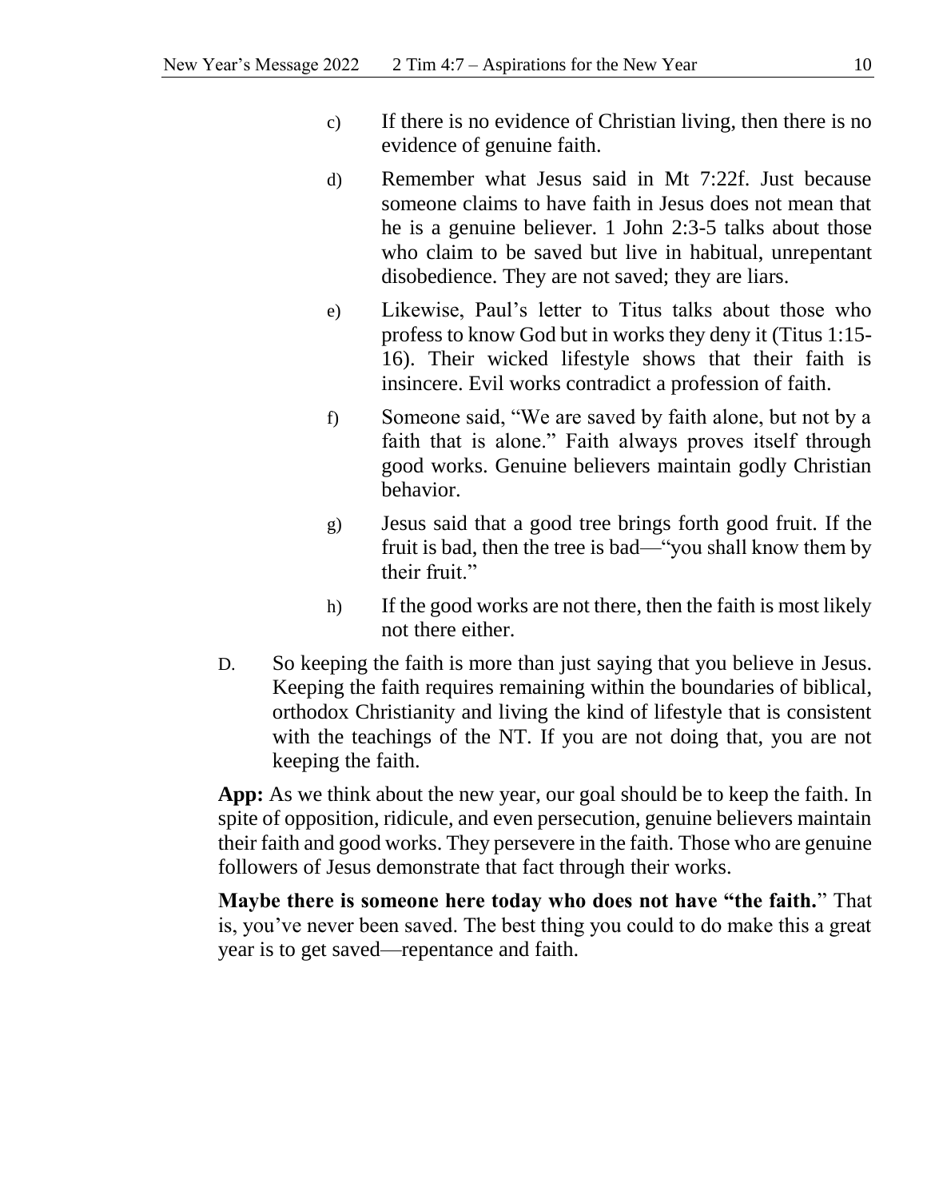c) If there is no evidence of Christian living, then there is no evidence of genuine faith.

d) Remember what Jesus said in Mt 7:22f. Just because someone claims to have faith in Jesus does not mean that he is a genuine believer. 1 John 2:3-5 talks about those who claim to be saved but live in habitual, unrepentant disobedience. They are not saved; they are liars.

e) Likewise, Paul's letter to Titus talks about those who profess to know God but in works they deny it (Titus 1:15-16). Their wicked lifestyle shows that their faith is insincere. Evil works contradict a profession of faith.

f) Someone said, "We are saved by faith alone, but not by a faith that is alone." Faith always proves itself through good works. Genuine believers maintain godly Christian behavior.

g) Jesus said that a good tree brings forth good fruit. If the fruit is bad, then the tree is bad—"you shall know them by their fruit."

h) If the good works are not there, then the faith is most likely not there either.

D. So keeping the faith is more than just saying that you believe in Jesus. Keeping the faith requires remaining within the boundaries of biblical, orthodox Christianity and living the kind of lifestyle that is consistent with the teachings of the NT. If you are not doing that, you are not keeping the faith.

**App:** As we think about the new year, our goal should be to keep the faith. In spite of opposition, ridicule, and even persecution, genuine believers maintain their faith and good works. They persevere in the faith. Those who are genuine followers of Jesus demonstrate that fact through their works.

**Maybe there is someone here today who does not have "the faith.**" That is, you've never been saved. The best thing you could to do make this a great year is to get saved—repentance and faith.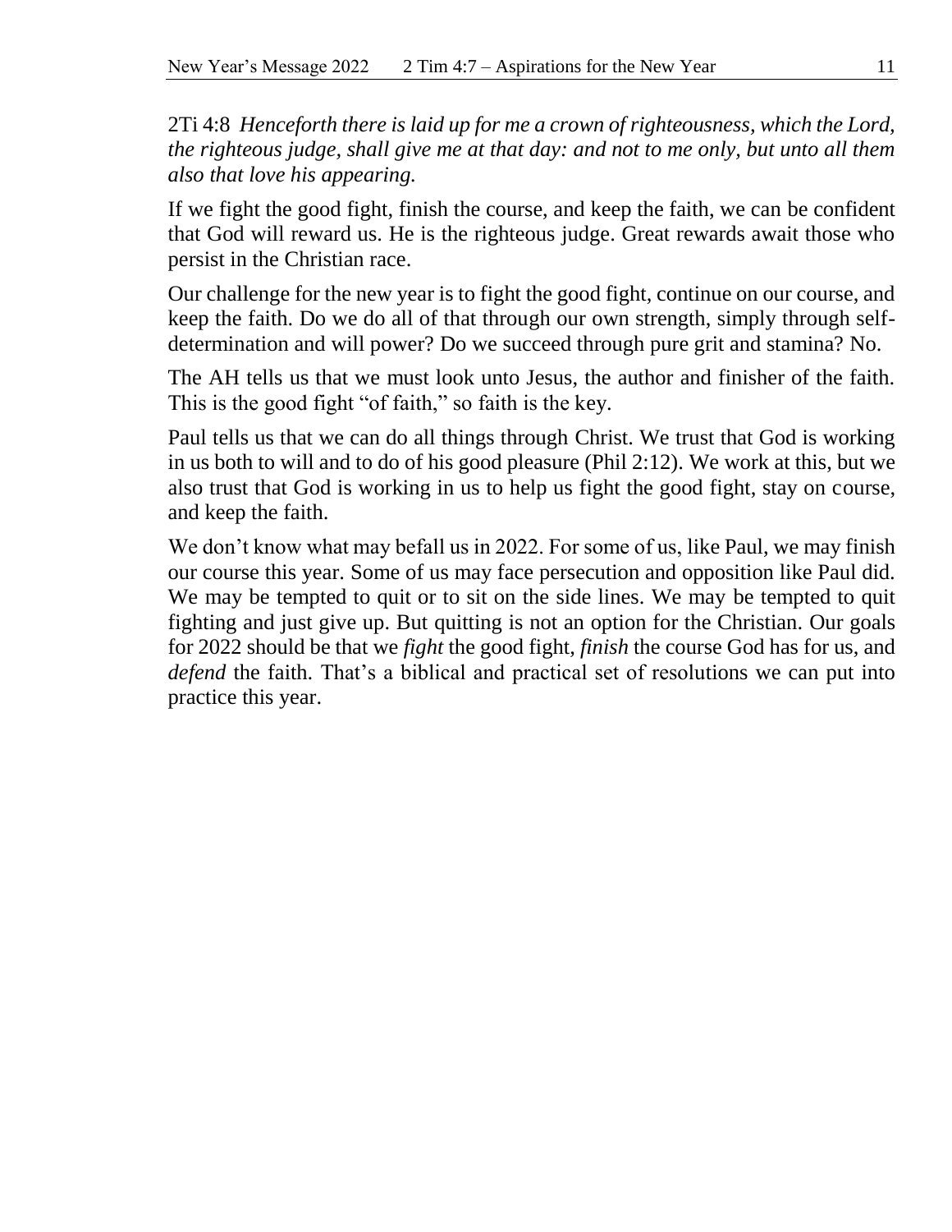2Ti 4:8 *Henceforth there is laid up for me a crown of righteousness, which the Lord, the righteous judge, shall give me at that day: and not to me only, but unto all them also that love his appearing.*

If we fight the good fight, finish the course, and keep the faith, we can be confident that God will reward us. He is the righteous judge. Great rewards await those who persist in the Christian race.

Our challenge for the new year is to fight the good fight, continue on our course, and keep the faith. Do we do all of that through our own strength, simply through self-determination and will power? Do we succeed through pure grit and stamina? No.

The AH tells us that we must look unto Jesus, the author and finisher of the faith. This is the good fight "of faith," so faith is the key.

Paul tells us that we can do all things through Christ. We trust that God is working in us both to will and to do of his good pleasure (Phil 2:12). We work at this, but we also trust that God is working in us to help us fight the good fight, stay on course, and keep the faith.

We don't know what may befall us in 2022. For some of us, like Paul, we may finish our course this year. Some of us may face persecution and opposition like Paul did. We may be tempted to quit or to sit on the side lines. We may be tempted to quit fighting and just give up. But quitting is not an option for the Christian. Our goals for 2022 should be that we *fight* the good fight, *finish* the course God has for us, and *defend* the faith. That's a biblical and practical set of resolutions we can put into practice this year.